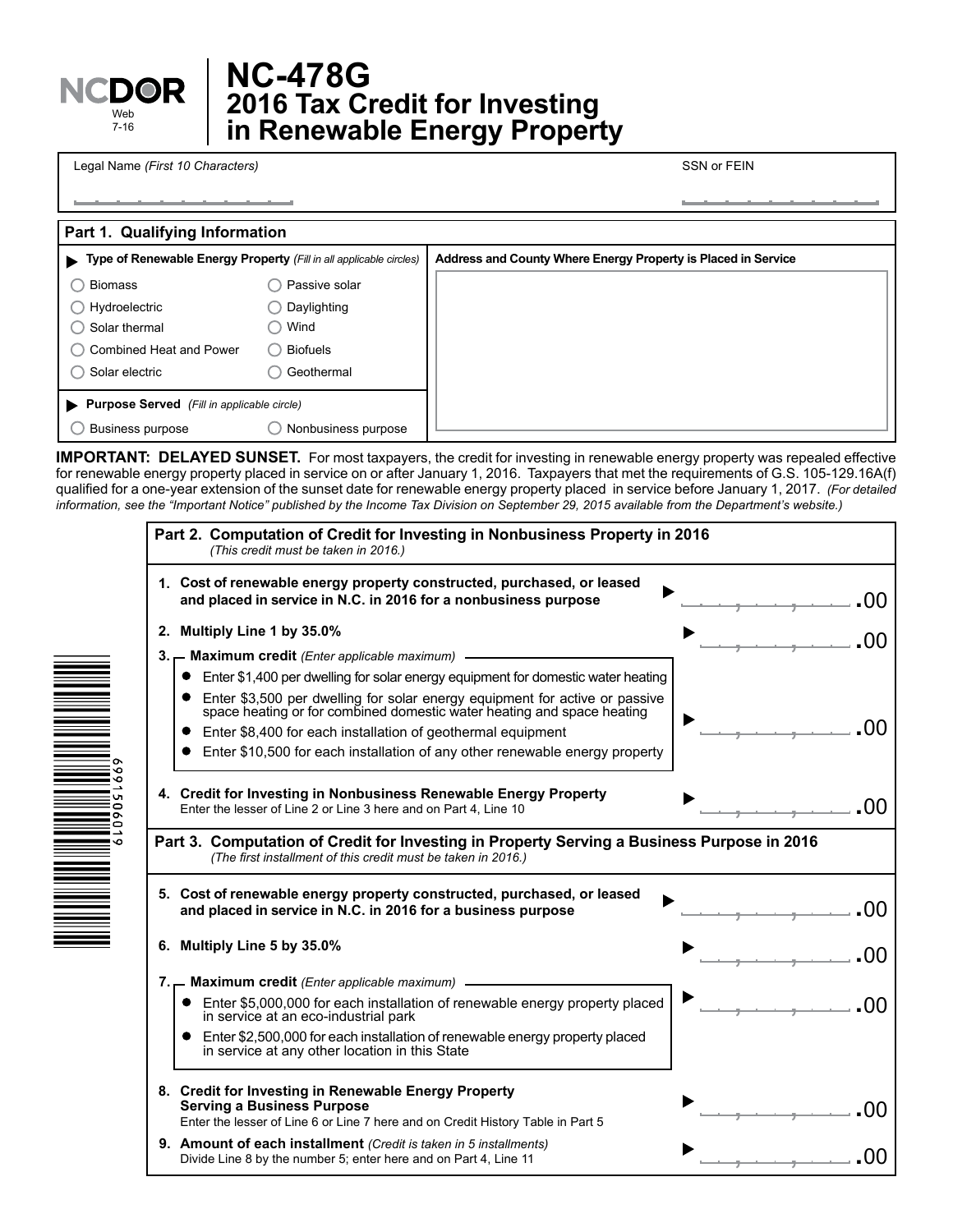NCDOR Web 7-16

# NC-478G
# 2016 Tax Credit for Investing in Renewable Energy Property

Legal Name *(First 10 Characters)*

SSN or FEIN

## Part 1. Qualifying Information

**Type of Renewable Energy Property** *(Fill in all applicable circles)*

- ◯ Biomass
- ◯ Hydroelectric
- ◯ Solar thermal
- ◯ Combined Heat and Power
- ◯ Solar electric
- ◯ Passive solar
- ◯ Daylighting
- ◯ Wind
- ◯ Biofuels
- ◯ Geothermal

**Purpose Served** *(Fill in applicable circle)*

- ◯ Business purpose
- ◯ Nonbusiness purpose

**Address and County Where Energy Property is Placed in Service**

**IMPORTANT: DELAYED SUNSET.** For most taxpayers, the credit for investing in renewable energy property was repealed effective for renewable energy property placed in service on or after January 1, 2016. Taxpayers that met the requirements of G.S. 105-129.16A(f) qualified for a one-year extension of the sunset date for renewable energy property placed in service before January 1, 2017. *(For detailed information, see the "Important Notice" published by the Income Tax Division on September 29, 2015 available from the Department's website.)*

## Part 2. Computation of Credit for Investing in Nonbusiness Property in 2016

*(This credit must be taken in 2016.)*

1. **Cost of renewable energy property constructed, purchased, or leased and placed in service in N.C. in 2016 for a nonbusiness purpose** ______ .00
2. **Multiply Line 1 by 35.0%** ______ .00
3. **Maximum credit** *(Enter applicable maximum)* ______ .00
   - Enter $1,400 per dwelling for solar energy equipment for domestic water heating
   - Enter $3,500 per dwelling for solar energy equipment for active or passive space heating or for combined domestic water heating and space heating
   - Enter $8,400 for each installation of geothermal equipment
   - Enter $10,500 for each installation of any other renewable energy property
4. **Credit for Investing in Nonbusiness Renewable Energy Property**
   Enter the lesser of Line 2 or Line 3 here and on Part 4, Line 10 ______ .00

## Part 3. Computation of Credit for Investing in Property Serving a Business Purpose in 2016

*(The first installment of this credit must be taken in 2016.)*

5. **Cost of renewable energy property constructed, purchased, or leased and placed in service in N.C. in 2016 for a business purpose** ______ .00
6. **Multiply Line 5 by 35.0%** ______ .00
7. **Maximum credit** *(Enter applicable maximum)* ______ .00
   - Enter $5,000,000 for each installation of renewable energy property placed in service at an eco-industrial park
   - Enter $2,500,000 for each installation of renewable energy property placed in service at any other location in this State
8. **Credit for Investing in Renewable Energy Property Serving a Business Purpose**
   Enter the lesser of Line 6 or Line 7 here and on Credit History Table in Part 5 ______ .00
9. **Amount of each installment** *(Credit is taken in 5 installments)*
   Divide Line 8 by the number 5; enter here and on Part 4, Line 11 ______ .00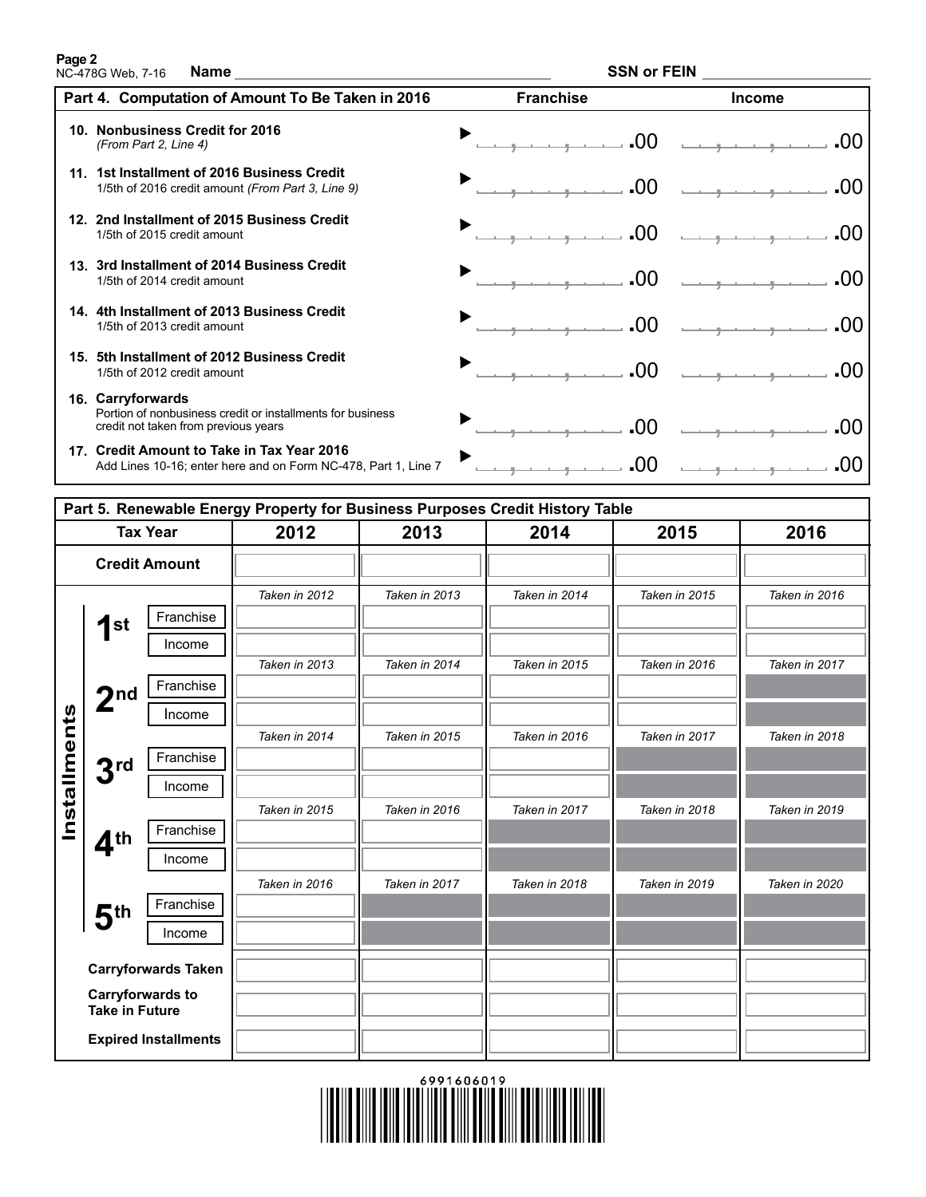NC-478G Web, 7-16 **Name** ______________________ **SSN or FEIN** ______________________

| Part 4. Computation of Amount To Be Taken in 2016 | Franchise | Income |
|---|---|---|
| **10. Nonbusiness Credit for 2016** *(From Part 2, Line 4)* | .00 | .00 |
| **11. 1st Installment of 2016 Business Credit** 1/5th of 2016 credit amount *(From Part 3, Line 9)* | .00 | .00 |
| **12. 2nd Installment of 2015 Business Credit** 1/5th of 2015 credit amount | .00 | .00 |
| **13. 3rd Installment of 2014 Business Credit** 1/5th of 2014 credit amount | .00 | .00 |
| **14. 4th Installment of 2013 Business Credit** 1/5th of 2013 credit amount | .00 | .00 |
| **15. 5th Installment of 2012 Business Credit** 1/5th of 2012 credit amount | .00 | .00 |
| **16. Carryforwards** Portion of nonbusiness credit or installments for business credit not taken from previous years | .00 | .00 |
| **17. Credit Amount to Take in Tax Year 2016** Add Lines 10-16; enter here and on Form NC-478, Part 1, Line 7 | .00 | .00 |

**Part 5. Renewable Energy Property for Business Purposes Credit History Table**

| Tax Year | | 2012 | 2013 | 2014 | 2015 | 2016 |
|---|---|---|---|---|---|---|
| **Credit Amount** | | | | | | |
| **Installments** | | | | | | |
| **1st** | | *Taken in 2012* | *Taken in 2013* | *Taken in 2014* | *Taken in 2015* | *Taken in 2016* |
| | Franchise | | | | | |
| | Income | | | | | |
| **2nd** | | *Taken in 2013* | *Taken in 2014* | *Taken in 2015* | *Taken in 2016* | *Taken in 2017* |
| | Franchise | | | | | |
| | Income | | | | | |
| **3rd** | | *Taken in 2014* | *Taken in 2015* | *Taken in 2016* | *Taken in 2017* | *Taken in 2018* |
| | Franchise | | | | | |
| | Income | | | | | |
| **4th** | | *Taken in 2015* | *Taken in 2016* | *Taken in 2017* | *Taken in 2018* | *Taken in 2019* |
| | Franchise | | | | | |
| | Income | | | | | |
| **5th** | | *Taken in 2016* | *Taken in 2017* | *Taken in 2018* | *Taken in 2019* | *Taken in 2020* |
| | Franchise | | | | | |
| | Income | | | | | |
| **Carryforwards Taken** | | | | | | |
| **Carryforwards to Take in Future** | | | | | | |
| **Expired Installments** | | | | | | |

6991606019